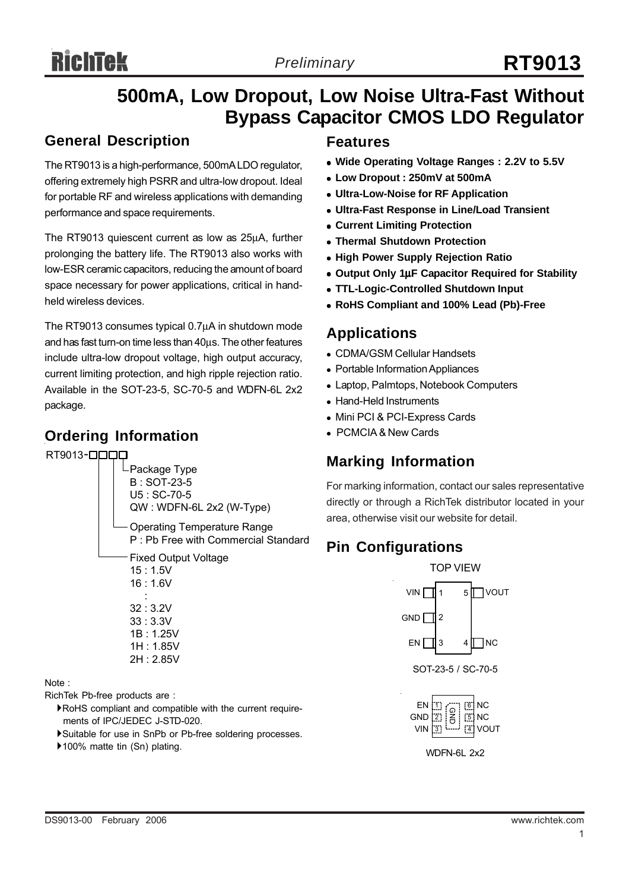# RT9013

## 500mA, Low Dropout, Low Noise Ultra-Fast Without Bypass Capacitor CMOS LDO Regulator

*Preliminary*

## General Description

The RT9013 is a high-performance, 500mA LDO regulator, offering extremely high PSRR and ultra-low dropout. Ideal for portable RF and wireless applications with demanding performance and space requirements.

The RT9013 quiescent current as low as 25μA, further prolonging the battery life. The RT9013 also works with low-ESR ceramic capacitors, reducing the amount of board space necessary for power applications, critical in hand-held wireless devices.

The RT9013 consumes typical 0.7μA in shutdown mode and has fast turn-on time less than 40μs. The other features include ultra-low dropout voltage, high output accuracy, current limiting protection, and high ripple rejection ratio. Available in the SOT-23-5, SC-70-5 and WDFN-6L 2x2 package.

## Ordering Information

RT9013-□□□□

- Package Type
  - B : SOT-23-5
  - U5 : SC-70-5
  - QW : WDFN-6L 2x2 (W-Type)
- Operating Temperature Range
  - P : Pb Free with Commercial Standard
- Fixed Output Voltage
  - 15 : 1.5V
  - 16 : 1.6V
  - :
  - 32 : 3.2V
  - 33 : 3.3V
  - 1B : 1.25V
  - 1H : 1.85V
  - 2H : 2.85V

Note :

RichTek Pb-free products are :

- RoHS compliant and compatible with the current requirements of IPC/JEDEC J-STD-020.
- Suitable for use in SnPb or Pb-free soldering processes.
- 100% matte tin (Sn) plating.

## Features

- **Wide Operating Voltage Ranges : 2.2V to 5.5V**
- **Low Dropout : 250mV at 500mA**
- **Ultra-Low-Noise for RF Application**
- **Ultra-Fast Response in Line/Load Transient**
- **Current Limiting Protection**
- **Thermal Shutdown Protection**
- **High Power Supply Rejection Ratio**
- **Output Only 1μF Capacitor Required for Stability**
- **TTL-Logic-Controlled Shutdown Input**
- **RoHS Compliant and 100% Lead (Pb)-Free**

## Applications

- CDMA/GSM Cellular Handsets
- Portable Information Appliances
- Laptop, Palmtops, Notebook Computers
- Hand-Held Instruments
- Mini PCI & PCI-Express Cards
- PCMCIA & New Cards

## Marking Information

For marking information, contact our sales representative directly or through a RichTek distributor located in your area, otherwise visit our website for detail.

## Pin Configurations

TOP VIEW

| Pin | Name | Pin | Name |
|---|---|---|---|
| 1 | VIN | 5 | VOUT |
| 2 | GND | | |
| 3 | EN | 4 | NC |

SOT-23-5 / SC-70-5

| Pin | Name | Pin | Name |
|---|---|---|---|
| 1 | EN | 6 | NC |
| 2 | GND | 5 | NC |
| 3 | VIN | 4 | VOUT |

Exposed pad: GND

WDFN-6L 2x2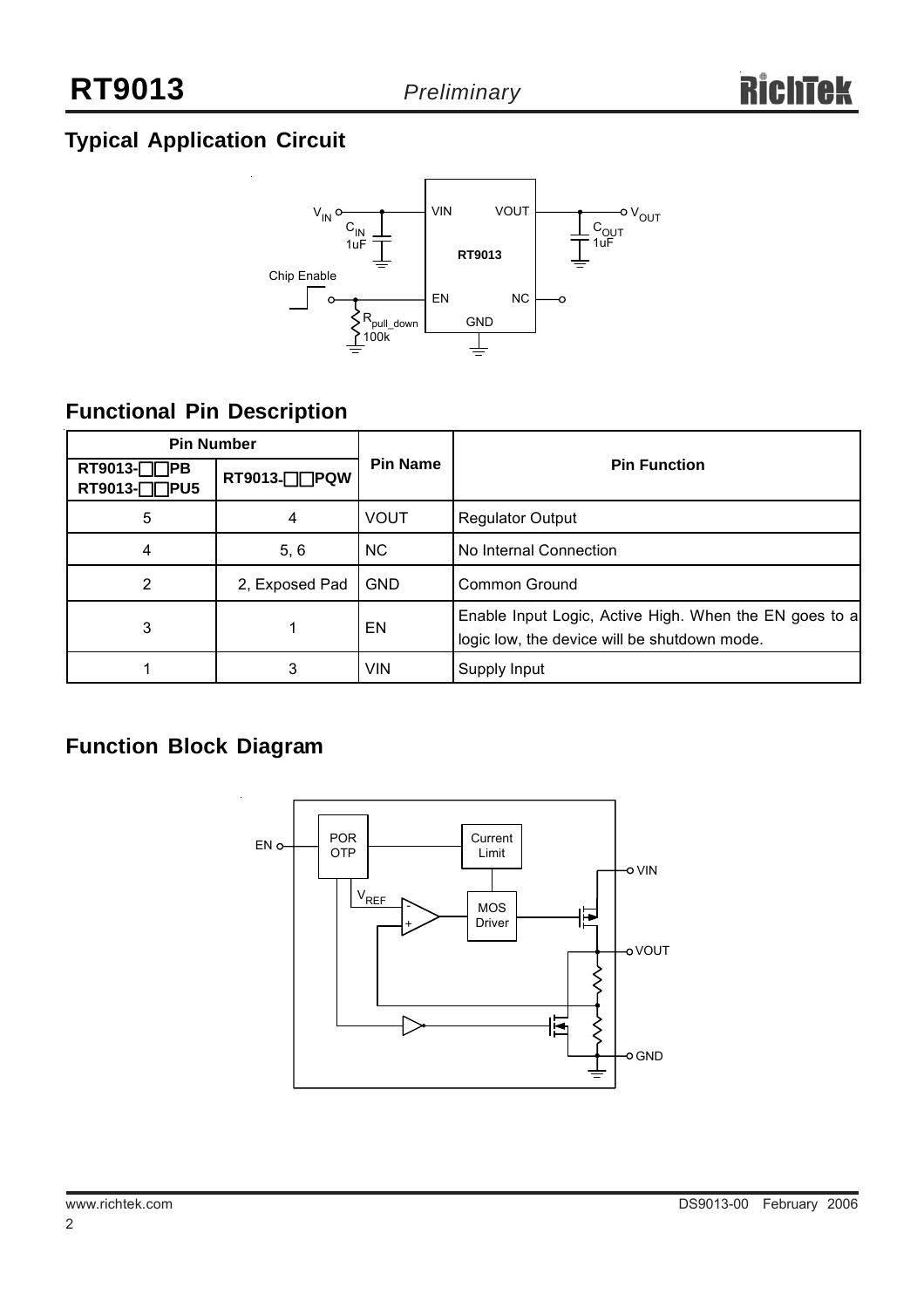## Typical Application Circuit

## Functional Pin Description

| Pin Number | | Pin Name | Pin Function |
|---|---|---|---|
| RT9013-□□PB RT9013-□□PU5 | RT9013-□□PQW | | |
| 5 | 4 | VOUT | Regulator Output |
| 4 | 5, 6 | NC | No Internal Connection |
| 2 | 2, Exposed Pad | GND | Common Ground |
| 3 | 1 | EN | Enable Input Logic, Active High. When the EN goes to a logic low, the device will be shutdown mode. |
| 1 | 3 | VIN | Supply Input |

## Function Block Diagram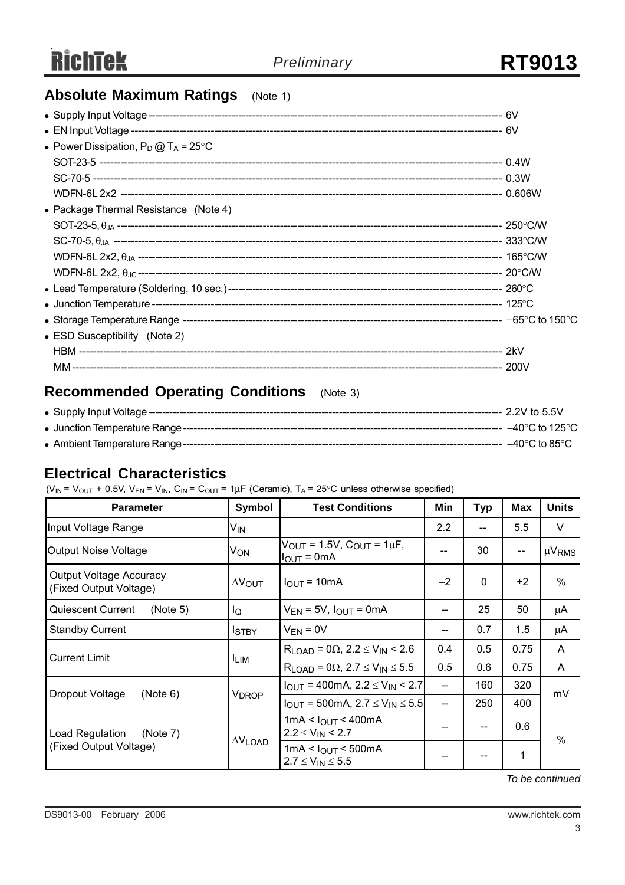## Absolute Maximum Ratings (Note 1)

- Supply Input Voltage ---------- 6V
- EN Input Voltage ---------- 6V
- Power Dissipation, $P_D$ @ $T_A$ = 25°C
  - SOT-23-5 ---------- 0.4W
  - SC-70-5 ---------- 0.3W
  - WDFN-6L 2x2 ---------- 0.606W
- Package Thermal Resistance (Note 4)
  - SOT-23-5, $\theta_{JA}$ ---------- 250°C/W
  - SC-70-5, $\theta_{JA}$ ---------- 333°C/W
  - WDFN-6L 2x2, $\theta_{JA}$ ---------- 165°C/W
  - WDFN-6L 2x2, $\theta_{JC}$ ---------- 20°C/W
- Lead Temperature (Soldering, 10 sec.) ---------- 260°C
- Junction Temperature ---------- 125°C
- Storage Temperature Range ---------- −65°C to 150°C
- ESD Susceptibility (Note 2)
  - HBM ---------- 2kV
  - MM ---------- 200V

## Recommended Operating Conditions (Note 3)

- Supply Input Voltage ---------- 2.2V to 5.5V
- Junction Temperature Range ---------- −40°C to 125°C
- Ambient Temperature Range ---------- −40°C to 85°C

## Electrical Characteristics

($V_{IN}$ = $V_{OUT}$ + 0.5V, $V_{EN}$ = $V_{IN}$, $C_{IN}$ = $C_{OUT}$ = 1μF (Ceramic), $T_A$ = 25°C unless otherwise specified)

| Parameter | Symbol | Test Conditions | Min | Typ | Max | Units |
|---|---|---|---|---|---|---|
| Input Voltage Range | $V_{IN}$ | | 2.2 | -- | 5.5 | V |
| Output Noise Voltage | $V_{ON}$ | $V_{OUT}$ = 1.5V, $C_{OUT}$ = 1μF, $I_{OUT}$ = 0mA | -- | 30 | -- | $\mu V_{RMS}$ |
| Output Voltage Accuracy (Fixed Output Voltage) | $\Delta V_{OUT}$ | $I_{OUT}$ = 10mA | −2 | 0 | +2 | % |
| Quiescent Current (Note 5) | $I_Q$ | $V_{EN}$ = 5V, $I_{OUT}$ = 0mA | -- | 25 | 50 | μA |
| Standby Current | $I_{STBY}$ | $V_{EN}$ = 0V | -- | 0.7 | 1.5 | μA |
| Current Limit | $I_{LIM}$ | $R_{LOAD}$ = 0Ω, 2.2 ≤ $V_{IN}$ < 2.6 | 0.4 | 0.5 | 0.75 | A |
| | | $R_{LOAD}$ = 0Ω, 2.7 ≤ $V_{IN}$ ≤ 5.5 | 0.5 | 0.6 | 0.75 | A |
| Dropout Voltage (Note 6) | $V_{DROP}$ | $I_{OUT}$ = 400mA, 2.2 ≤ $V_{IN}$ < 2.7 | -- | 160 | 320 | mV |
| | | $I_{OUT}$ = 500mA, 2.7 ≤ $V_{IN}$ ≤ 5.5 | -- | 250 | 400 | |
| Load Regulation (Note 7) (Fixed Output Voltage) | $\Delta V_{LOAD}$ | 1mA < $I_{OUT}$ < 400mA 2.2 ≤ $V_{IN}$ < 2.7 | -- | -- | 0.6 | % |
| | | 1mA < $I_{OUT}$ < 500mA 2.7 ≤ $V_{IN}$ ≤ 5.5 | -- | -- | 1 | |

*To be continued*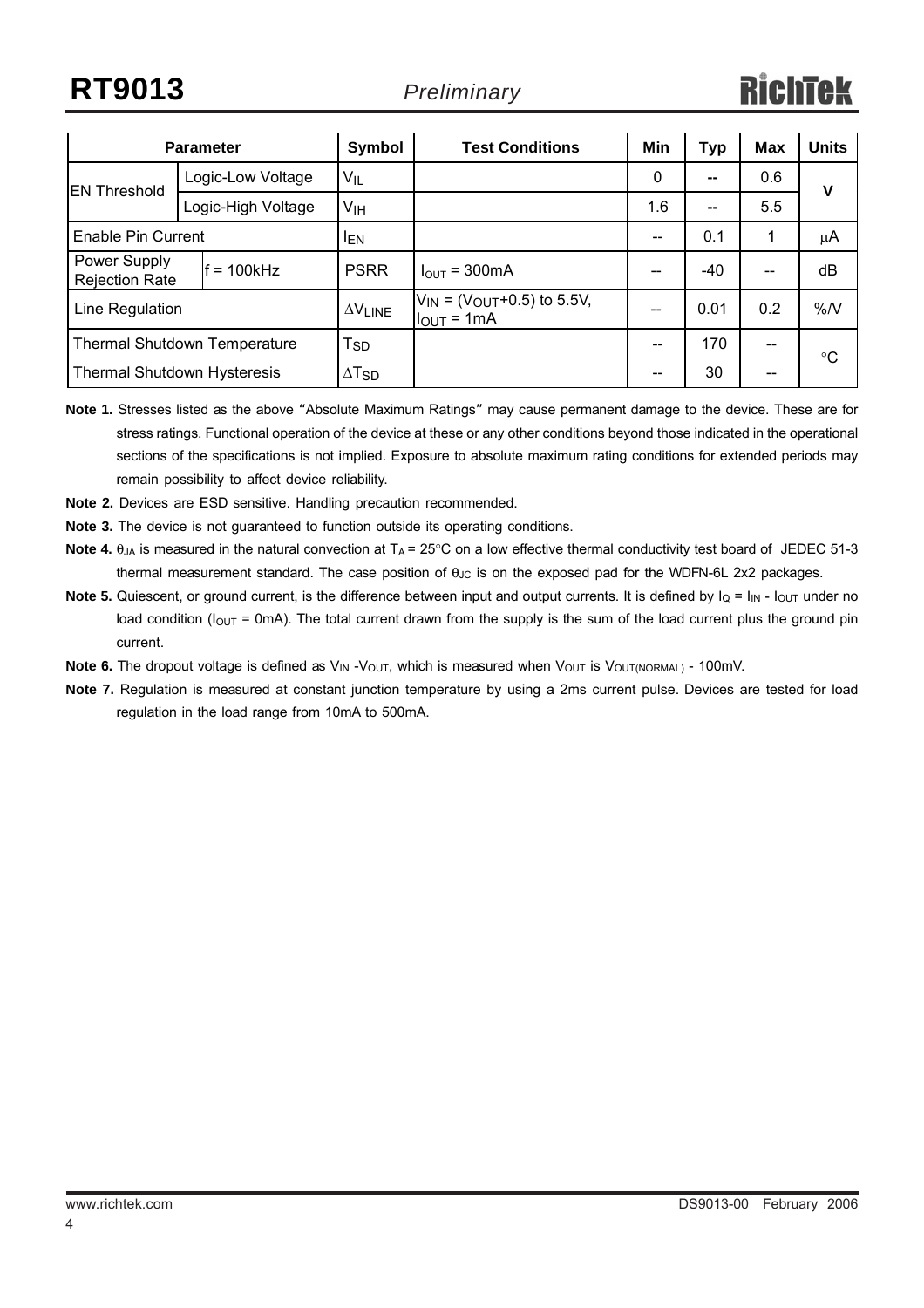| Parameter | | Symbol | Test Conditions | Min | Typ | Max | Units |
|---|---|---|---|---|---|---|---|
| EN Threshold | Logic-Low Voltage | $V_{IL}$ | | 0 | -- | 0.6 | V |
| | Logic-High Voltage | $V_{IH}$ | | 1.6 | -- | 5.5 | |
| Enable Pin Current | | $I_{EN}$ | | -- | 0.1 | 1 | μA |
| Power Supply Rejection Rate | f = 100kHz | PSRR | $I_{OUT}$ = 300mA | -- | -40 | -- | dB |
| Line Regulation | | $\Delta V_{LINE}$ | $V_{IN}$ = ($V_{OUT}$+0.5) to 5.5V, $I_{OUT}$ = 1mA | -- | 0.01 | 0.2 | %/V |
| Thermal Shutdown Temperature | | $T_{SD}$ | | -- | 170 | -- | °C |
| Thermal Shutdown Hysteresis | | $\Delta T_{SD}$ | | -- | 30 | -- | |

**Note 1.** Stresses listed as the above "Absolute Maximum Ratings" may cause permanent damage to the device. These are for stress ratings. Functional operation of the device at these or any other conditions beyond those indicated in the operational sections of the specifications is not implied. Exposure to absolute maximum rating conditions for extended periods may remain possibility to affect device reliability.

**Note 2.** Devices are ESD sensitive. Handling precaution recommended.

**Note 3.** The device is not guaranteed to function outside its operating conditions.

**Note 4.** $\theta_{JA}$ is measured in the natural convection at $T_A$ = 25°C on a low effective thermal conductivity test board of JEDEC 51-3 thermal measurement standard. The case position of $\theta_{JC}$ is on the exposed pad for the WDFN-6L 2x2 packages.

**Note 5.** Quiescent, or ground current, is the difference between input and output currents. It is defined by $I_Q = I_{IN} - I_{OUT}$ under no load condition ($I_{OUT}$ = 0mA). The total current drawn from the supply is the sum of the load current plus the ground pin current.

**Note 6.** The dropout voltage is defined as $V_{IN}$ - $V_{OUT}$, which is measured when $V_{OUT}$ is $V_{OUT(NORMAL)}$ - 100mV.

**Note 7.** Regulation is measured at constant junction temperature by using a 2ms current pulse. Devices are tested for load regulation in the load range from 10mA to 500mA.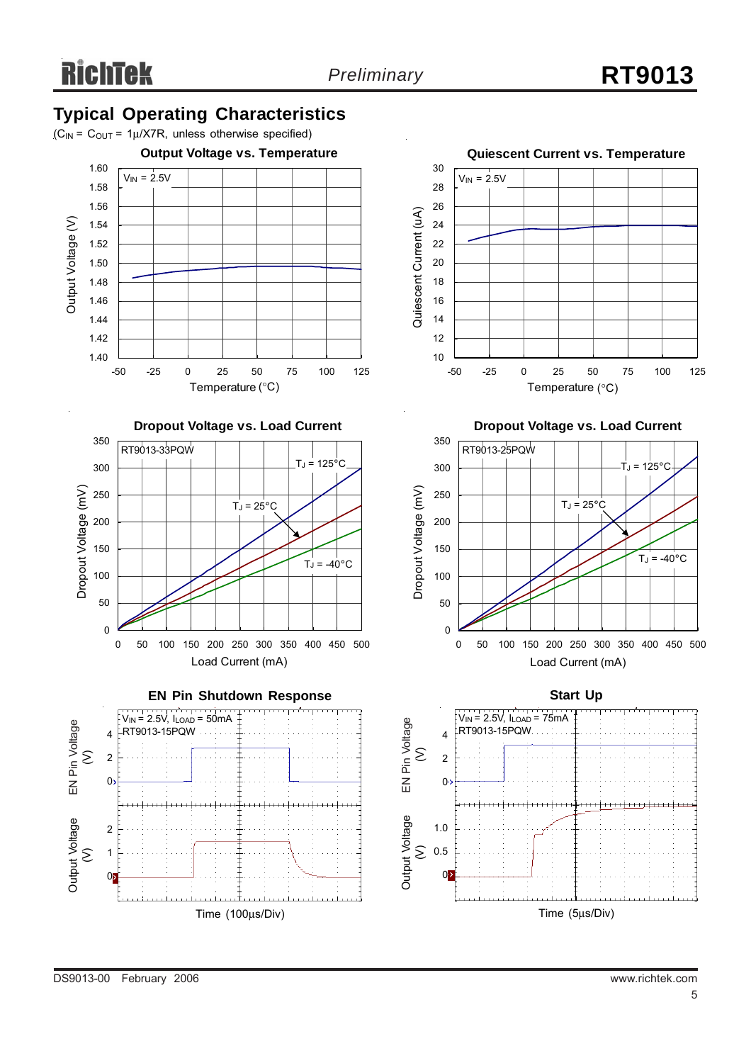## Typical Operating Characteristics

($C_{IN}$ = $C_{OUT}$ = 1μ/X7R, unless otherwise specified)

**Output Voltage vs. Temperature**

$V_{IN}$ = 2.5V

Output Voltage (V) vs. Temperature (°C)

**Quiescent Current vs. Temperature**

$V_{IN}$ = 2.5V

Quiescent Current (uA) vs. Temperature (°C)

**Dropout Voltage vs. Load Current**

RT9013-33PQW

$T_J$ = 125°C, $T_J$ = 25°C, $T_J$ = -40°C

Dropout Voltage (mV) vs. Load Current (mA)

**Dropout Voltage vs. Load Current**

RT9013-25PQW

$T_J$ = 125°C, $T_J$ = 25°C, $T_J$ = -40°C

Dropout Voltage (mV) vs. Load Current (mA)

**EN Pin Shutdown Response**

$V_{IN}$ = 2.5V, $I_{LOAD}$ = 50mA
RT9013-15PQW

EN Pin Voltage (V), Output Voltage (V)

Time (100μs/Div)

**Start Up**

$V_{IN}$ = 2.5V, $I_{LOAD}$ = 75mA
RT9013-15PQW

EN Pin Voltage (V), Output Voltage (V)

Time (5μs/Div)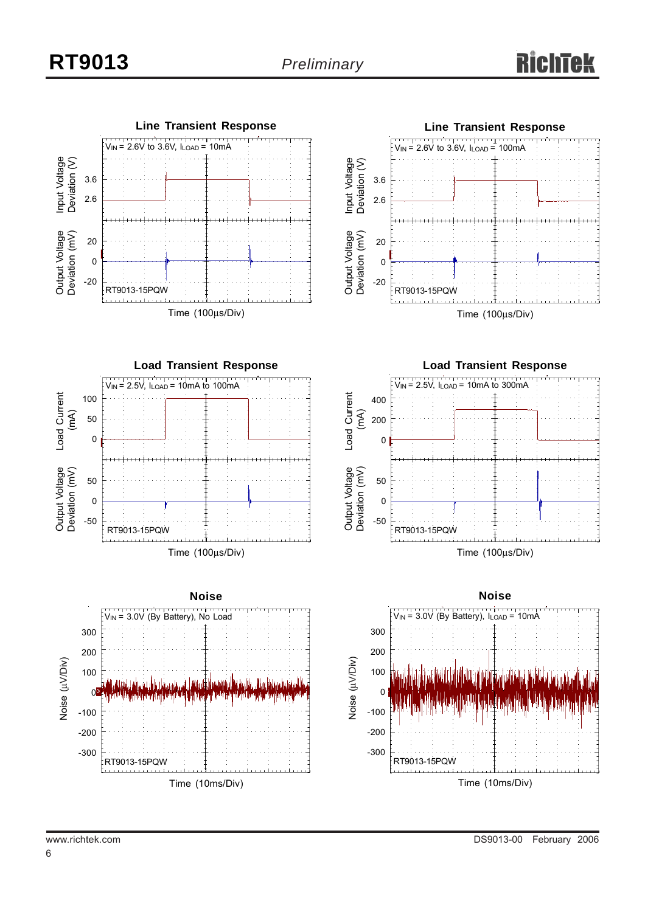**Line Transient Response**

$V_{IN}$ = 2.6V to 3.6V, $I_{LOAD}$ = 10mA

Input Voltage Deviation (V): 3.6, 2.6

Output Voltage Deviation (mV): 20, 0, -20

RT9013-15PQW

Time (100μs/Div)

**Line Transient Response**

$V_{IN}$ = 2.6V to 3.6V, $I_{LOAD}$ = 100mA

Input Voltage Deviation (V): 3.6, 2.6

Output Voltage Deviation (mV): 20, 0, -20

RT9013-15PQW

Time (100μs/Div)

**Load Transient Response**

$V_{IN}$ = 2.5V, $I_{LOAD}$ = 10mA to 100mA

Load Current (mA): 100, 50, 0

Output Voltage Deviation (mV): 50, 0, -50

RT9013-15PQW

Time (100μs/Div)

**Load Transient Response**

$V_{IN}$ = 2.5V, $I_{LOAD}$ = 10mA to 300mA

Load Current (mA): 400, 200, 0

Output Voltage Deviation (mV): 50, 0, -50

RT9013-15PQW

Time (100μs/Div)

**Noise**

$V_{IN}$ = 3.0V (By Battery), No Load

Noise (μV/Div): 300, 200, 100, 0, -100, -200, -300

RT9013-15PQW

Time (10ms/Div)

**Noise**

$V_{IN}$ = 3.0V (By Battery), $I_{LOAD}$ = 10mA

Noise (μV/Div): 300, 200, 100, 0, -100, -200, -300

RT9013-15PQW

Time (10ms/Div)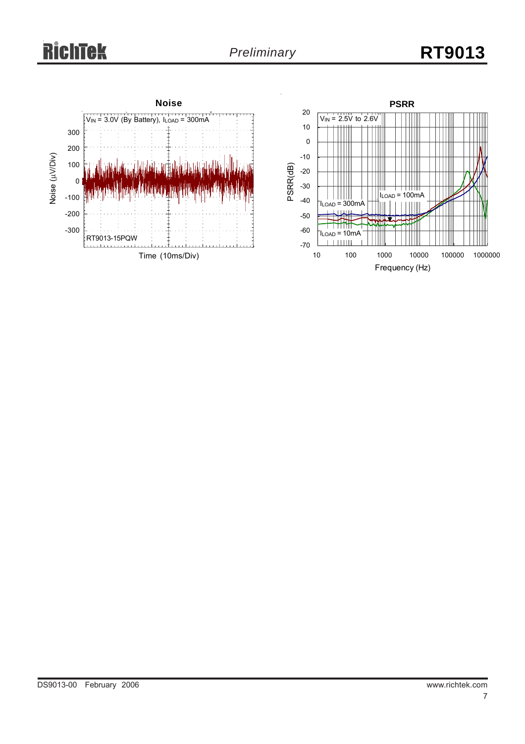**Noise**

$V_{IN}$ = 3.0V (By Battery), $I_{LOAD}$ = 300mA

Noise (μV/Div)

300
200
100
0
-100
-200
-300

RT9013-15PQW

Time (10ms/Div)

**PSRR**

$V_{IN}$ = 2.5V to 2.6V

PSRR(dB)

20
10
0
-10
-20
-30
-40
-50
-60
-70

$I_{LOAD}$ = 300mA

$I_{LOAD}$ = 100mA

$I_{LOAD}$ = 10mA

10 100 1000 10000 100000 1000000

Frequency (Hz)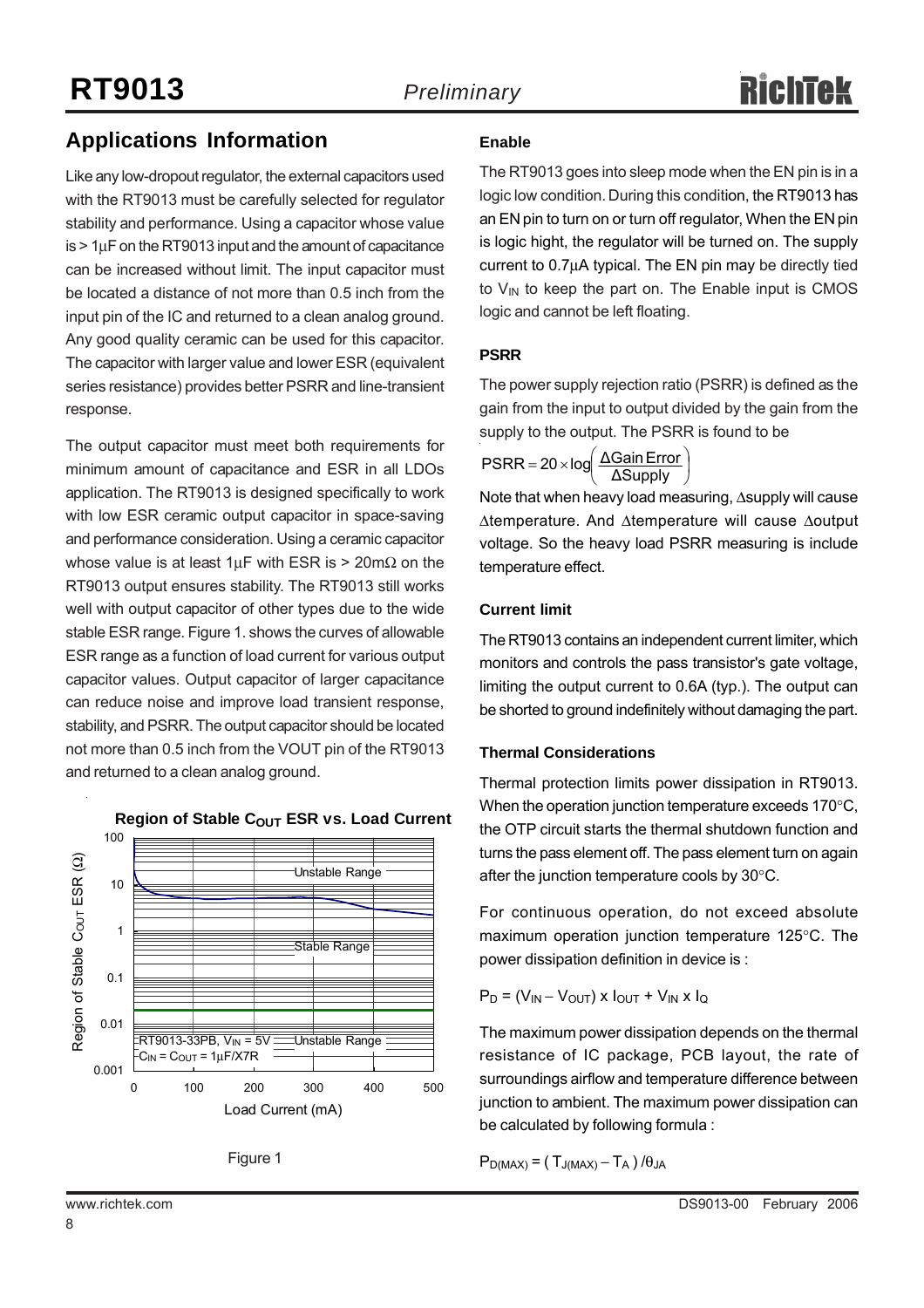## Applications Information

Like any low-dropout regulator, the external capacitors used with the RT9013 must be carefully selected for regulator stability and performance. Using a capacitor whose value is > 1μF on the RT9013 input and the amount of capacitance can be increased without limit. The input capacitor must be located a distance of not more than 0.5 inch from the input pin of the IC and returned to a clean analog ground. Any good quality ceramic can be used for this capacitor. The capacitor with larger value and lower ESR (equivalent series resistance) provides better PSRR and line-transient response.

The output capacitor must meet both requirements for minimum amount of capacitance and ESR in all LDOs application. The RT9013 is designed specifically to work with low ESR ceramic output capacitor in space-saving and performance consideration. Using a ceramic capacitor whose value is at least 1μF with ESR is > 20mΩ on the RT9013 output ensures stability. The RT9013 still works well with output capacitor of other types due to the wide stable ESR range. Figure 1. shows the curves of allowable ESR range as a function of load current for various output capacitor values. Output capacitor of larger capacitance can reduce noise and improve load transient response, stability, and PSRR. The output capacitor should be located not more than 0.5 inch from the VOUT pin of the RT9013 and returned to a clean analog ground.

**Region of Stable $C_{OUT}$ ESR vs. Load Current**

(Chart: Region of Stable $C_{OUT}$ ESR (Ω) vs. Load Current (mA); Unstable Range, Stable Range, Unstable Range; RT9013-33PB, $V_{IN}$ = 5V, $C_{IN}$ = $C_{OUT}$ = 1μF/X7R)

Figure 1

### Enable

The RT9013 goes into sleep mode when the EN pin is in a logic low condition. During this condition, the RT9013 has an EN pin to turn on or turn off regulator, When the EN pin is logic hight, the regulator will be turned on. The supply current to 0.7μA typical. The EN pin may be directly tied to $V_{IN}$ to keep the part on. The Enable input is CMOS logic and cannot be left floating.

### PSRR

The power supply rejection ratio (PSRR) is defined as the gain from the input to output divided by the gain from the supply to the output. The PSRR is found to be

$$PSRR = 20 \times \log\left(\frac{\Delta Gain\ Error}{\Delta Supply}\right)$$

Note that when heavy load measuring, Δsupply will cause Δtemperature. And Δtemperature will cause Δoutput voltage. So the heavy load PSRR measuring is include temperature effect.

### Current limit

The RT9013 contains an independent current limiter, which monitors and controls the pass transistor's gate voltage, limiting the output current to 0.6A (typ.). The output can be shorted to ground indefinitely without damaging the part.

### Thermal Considerations

Thermal protection limits power dissipation in RT9013. When the operation junction temperature exceeds 170°C, the OTP circuit starts the thermal shutdown function and turns the pass element off. The pass element turn on again after the junction temperature cools by 30°C.

For continuous operation, do not exceed absolute maximum operation junction temperature 125°C. The power dissipation definition in device is :

$P_D = (V_{IN} - V_{OUT}) \times I_{OUT} + V_{IN} \times I_Q$

The maximum power dissipation depends on the thermal resistance of IC package, PCB layout, the rate of surroundings airflow and temperature difference between junction to ambient. The maximum power dissipation can be calculated by following formula :

$P_{D(MAX)} = ( T_{J(MAX)} - T_A ) / \theta_{JA}$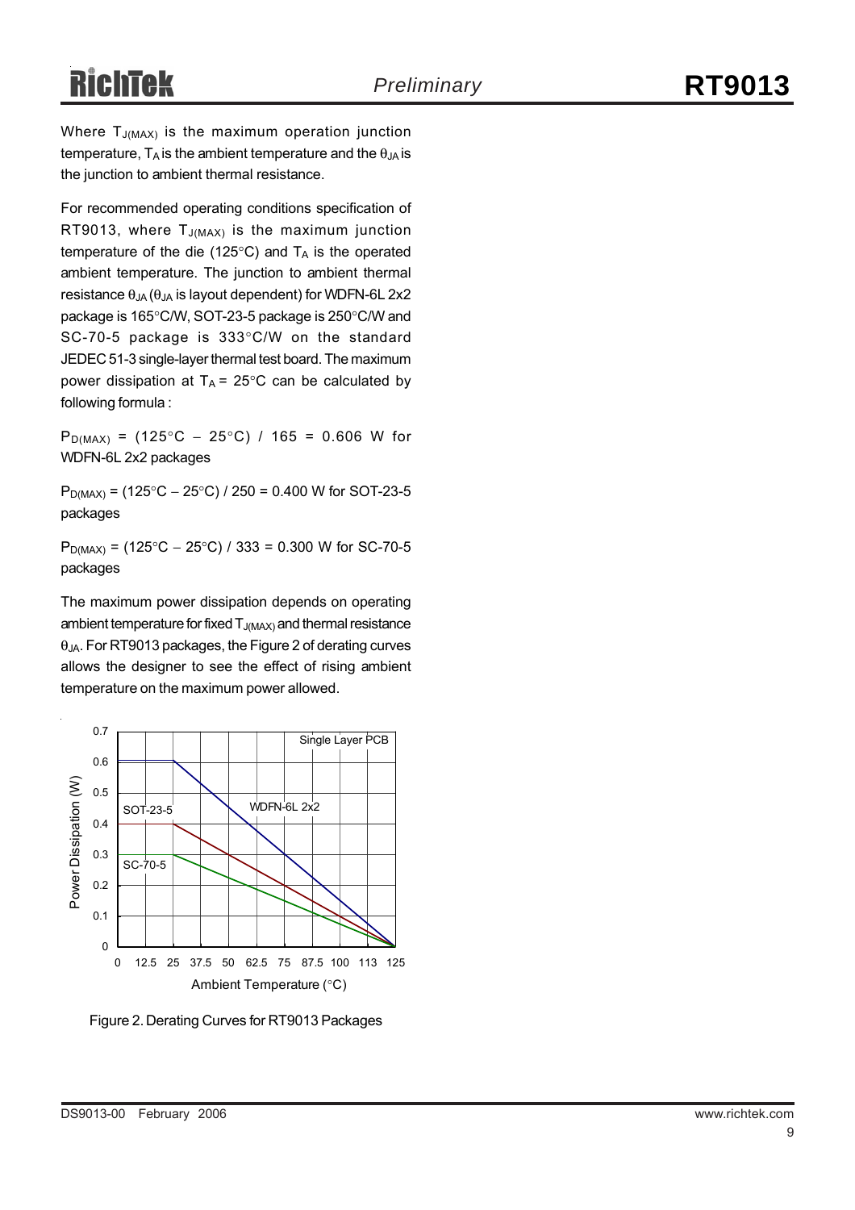Where $T_{J(MAX)}$ is the maximum operation junction temperature, $T_A$ is the ambient temperature and the $\theta_{JA}$ is the junction to ambient thermal resistance.

For recommended operating conditions specification of RT9013, where $T_{J(MAX)}$ is the maximum junction temperature of the die (125°C) and $T_A$ is the operated ambient temperature. The junction to ambient thermal resistance $\theta_{JA}$ ($\theta_{JA}$ is layout dependent) for WDFN-6L 2x2 package is 165°C/W, SOT-23-5 package is 250°C/W and SC-70-5 package is 333°C/W on the standard JEDEC 51-3 single-layer thermal test board. The maximum power dissipation at $T_A$ = 25°C can be calculated by following formula :

$P_{D(MAX)}$ = (125°C − 25°C) / 165 = 0.606 W for WDFN-6L 2x2 packages

$P_{D(MAX)}$ = (125°C − 25°C) / 250 = 0.400 W for SOT-23-5 packages

$P_{D(MAX)}$ = (125°C − 25°C) / 333 = 0.300 W for SC-70-5 packages

The maximum power dissipation depends on operating ambient temperature for fixed $T_{J(MAX)}$ and thermal resistance $\theta_{JA}$. For RT9013 packages, the Figure 2 of derating curves allows the designer to see the effect of rising ambient temperature on the maximum power allowed.

Figure 2. Derating Curves for RT9013 Packages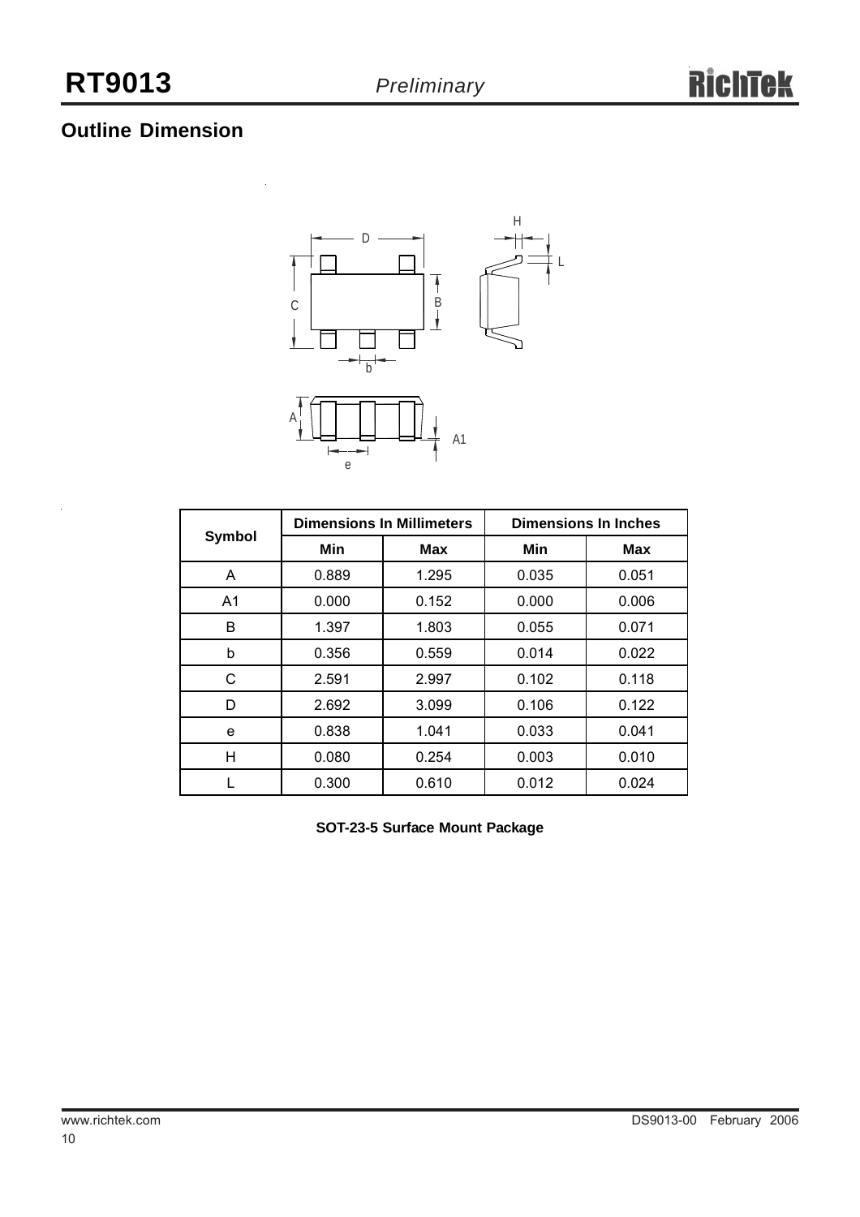## Outline Dimension

| Symbol | Dimensions In Millimeters | | Dimensions In Inches | |
|---|---|---|---|---|
| | Min | Max | Min | Max |
| A | 0.889 | 1.295 | 0.035 | 0.051 |
| A1 | 0.000 | 0.152 | 0.000 | 0.006 |
| B | 1.397 | 1.803 | 0.055 | 0.071 |
| b | 0.356 | 0.559 | 0.014 | 0.022 |
| C | 2.591 | 2.997 | 0.102 | 0.118 |
| D | 2.692 | 3.099 | 0.106 | 0.122 |
| e | 0.838 | 1.041 | 0.033 | 0.041 |
| H | 0.080 | 0.254 | 0.003 | 0.010 |
| L | 0.300 | 0.610 | 0.012 | 0.024 |

**SOT-23-5 Surface Mount Package**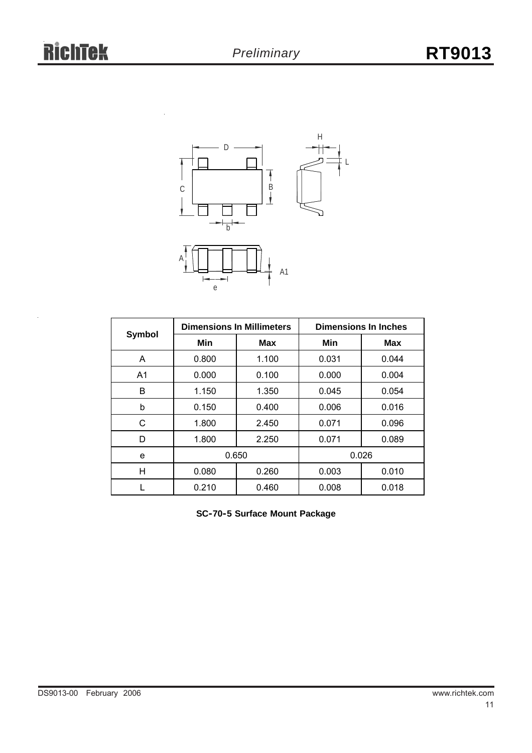| Symbol | Dimensions In Millimeters | | Dimensions In Inches | |
|---|---|---|---|---|
| | Min | Max | Min | Max |
| A | 0.800 | 1.100 | 0.031 | 0.044 |
| A1 | 0.000 | 0.100 | 0.000 | 0.004 |
| B | 1.150 | 1.350 | 0.045 | 0.054 |
| b | 0.150 | 0.400 | 0.006 | 0.016 |
| C | 1.800 | 2.450 | 0.071 | 0.096 |
| D | 1.800 | 2.250 | 0.071 | 0.089 |
| e | 0.650 | | 0.026 | |
| H | 0.080 | 0.260 | 0.003 | 0.010 |
| L | 0.210 | 0.460 | 0.008 | 0.018 |

**SC-70-5 Surface Mount Package**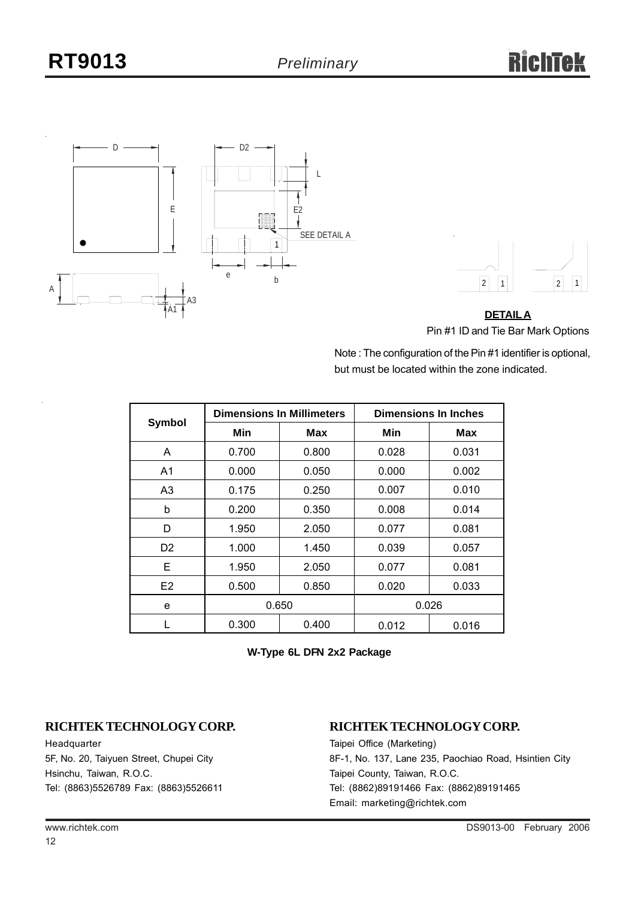D

D2

L

E

E2

SEE DETAIL A

1

e

b

A

A3

A1

2 1 2 1

**DETAIL A**

Pin #1 ID and Tie Bar Mark Options

Note : The configuration of the Pin #1 identifier is optional, but must be located within the zone indicated.

| Symbol | Dimensions In Millimeters | | Dimensions In Inches | |
|---|---|---|---|---|
| | Min | Max | Min | Max |
| A | 0.700 | 0.800 | 0.028 | 0.031 |
| A1 | 0.000 | 0.050 | 0.000 | 0.002 |
| A3 | 0.175 | 0.250 | 0.007 | 0.010 |
| b | 0.200 | 0.350 | 0.008 | 0.014 |
| D | 1.950 | 2.050 | 0.077 | 0.081 |
| D2 | 1.000 | 1.450 | 0.039 | 0.057 |
| E | 1.950 | 2.050 | 0.077 | 0.081 |
| E2 | 0.500 | 0.850 | 0.020 | 0.033 |
| e | 0.650 | | 0.026 | |
| L | 0.300 | 0.400 | 0.012 | 0.016 |

**W-Type 6L DFN 2x2 Package**

**RICHTEK TECHNOLOGY CORP.**

Headquarter
5F, No. 20, Taiyuen Street, Chupei City
Hsinchu, Taiwan, R.O.C.
Tel: (8863)5526789 Fax: (8863)5526611

**RICHTEK TECHNOLOGY CORP.**

Taipei Office (Marketing)
8F-1, No. 137, Lane 235, Paochiao Road, Hsintien City
Taipei County, Taiwan, R.O.C.
Tel: (8862)89191466 Fax: (8862)89191465
Email: marketing@richtek.com